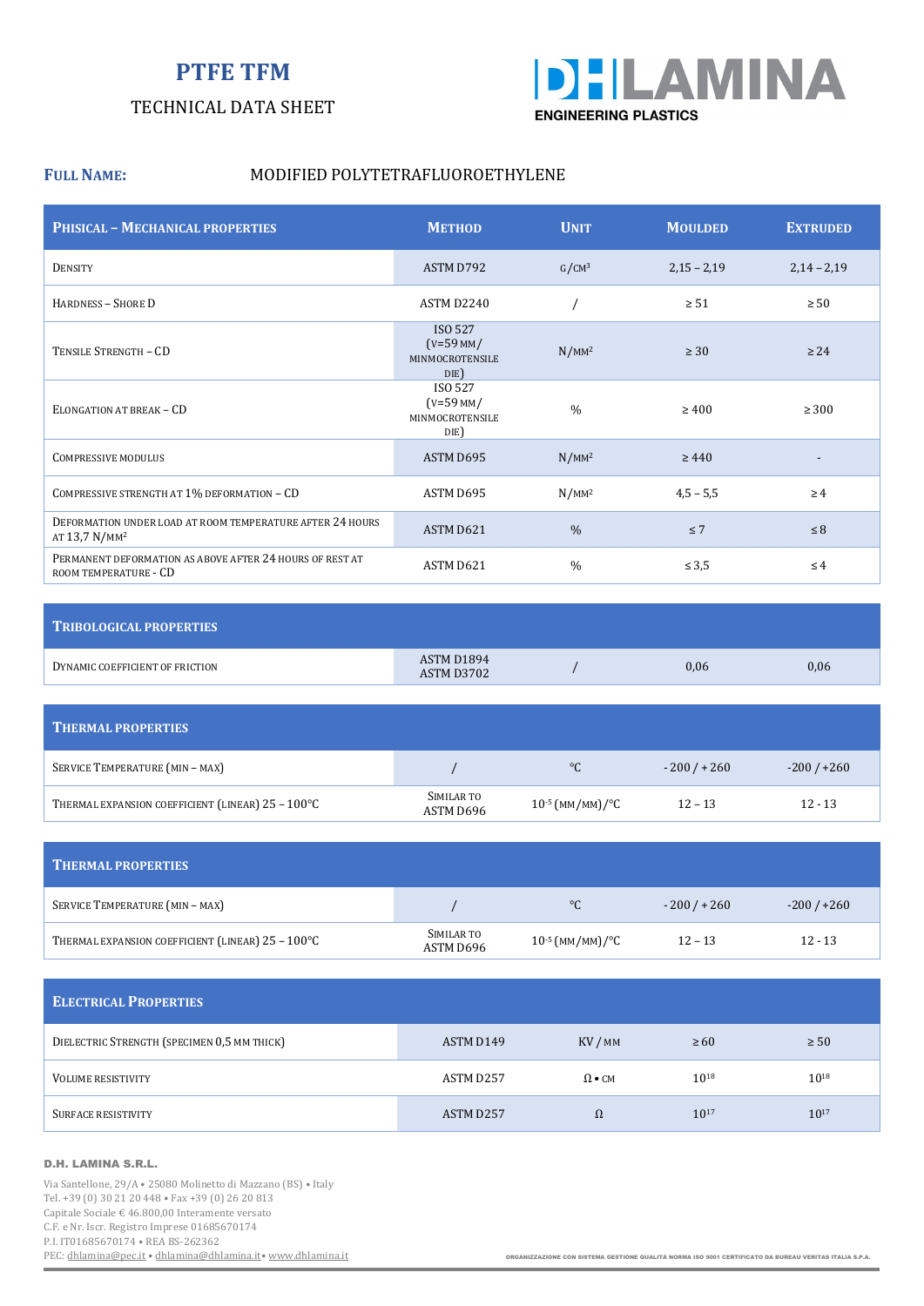# PTFE TFM

TECHNICAL DATA SHEET

**D.H. LAMINA** ENGINEERING PLASTICS

**FULL NAME:** MODIFIED POLYTETRAFLUOROETHYLENE

| PHISICAL – MECHANICAL PROPERTIES | METHOD | UNIT | MOULDED | EXTRUDED |
|---|---|---|---|---|
| DENSITY | ASTM D792 | $g/cm^3$ | 2,15 – 2,19 | 2,14 – 2,19 |
| HARDNESS – SHORE D | ASTM D2240 | / | ≥ 51 | ≥ 50 |
| TENSILE STRENGTH – CD | ISO 527 (V=59 MM/ MINMOCROTENSILE DIE) | $N/mm^2$ | ≥ 30 | ≥ 24 |
| ELONGATION AT BREAK – CD | ISO 527 (V=59 MM/ MINMOCROTENSILE DIE) | % | ≥ 400 | ≥ 300 |
| COMPRESSIVE MODULUS | ASTM D695 | $N/mm^2$ | ≥ 440 | - |
| COMPRESSIVE STRENGTH AT 1% DEFORMATION – CD | ASTM D695 | $N/mm^2$ | 4,5 – 5,5 | ≥ 4 |
| DEFORMATION UNDER LOAD AT ROOM TEMPERATURE AFTER 24 HOURS AT 13,7 $N/mm^2$ | ASTM D621 | % | ≤ 7 | ≤ 8 |
| PERMANENT DEFORMATION AS ABOVE AFTER 24 HOURS OF REST AT ROOM TEMPERATURE - CD | ASTM D621 | % | ≤ 3,5 | ≤ 4 |

| TRIBOLOGICAL PROPERTIES | | | | |
|---|---|---|---|---|
| DYNAMIC COEFFICIENT OF FRICTION | ASTM D1894 ASTM D3702 | / | 0,06 | 0,06 |

| THERMAL PROPERTIES | | | | |
|---|---|---|---|---|
| SERVICE TEMPERATURE (MIN – MAX) | / | °C | - 200 / + 260 | -200 / +260 |
| THERMAL EXPANSION COEFFICIENT (LINEAR) 25 – 100°C | SIMILAR TO ASTM D696 | $10^{-5}$ (mm/mm)/°C | 12 – 13 | 12 - 13 |

| THERMAL PROPERTIES | | | | |
|---|---|---|---|---|
| SERVICE TEMPERATURE (MIN – MAX) | / | °C | - 200 / + 260 | -200 / +260 |
| THERMAL EXPANSION COEFFICIENT (LINEAR) 25 – 100°C | SIMILAR TO ASTM D696 | $10^{-5}$ (mm/mm)/°C | 12 – 13 | 12 - 13 |

| ELECTRICAL PROPERTIES | | | | |
|---|---|---|---|---|
| DIELECTRIC STRENGTH (SPECIMEN 0,5 MM THICK) | ASTM D149 | KV / MM | ≥ 60 | ≥ 50 |
| VOLUME RESISTIVITY | ASTM D257 | Ω • CM | $10^{18}$ | $10^{18}$ |
| SURFACE RESISTIVITY | ASTM D257 | Ω | $10^{17}$ | $10^{17}$ |

**D.H. LAMINA S.R.L.**

Via Santellone, 29/A • 25080 Molinetto di Mazzano (BS) • Italy
Tel. +39 (0) 30 21 20 448 • Fax +39 (0) 26 20 813
Capitale Sociale € 46.800,00 Interamente versato
C.F. e Nr. Iscr. Registro Imprese 01685670174
P.I. IT01685670174 • REA BS-262362
PEC: dhlamina@pec.it • dhlamina@dhlamina.it • www.dhlamina.it

ORGANIZZAZIONE CON SISTEMA GESTIONE QUALITÀ NORMA ISO 9001 CERTIFICATO DA BUREAU VERITAS ITALIA S.P.A.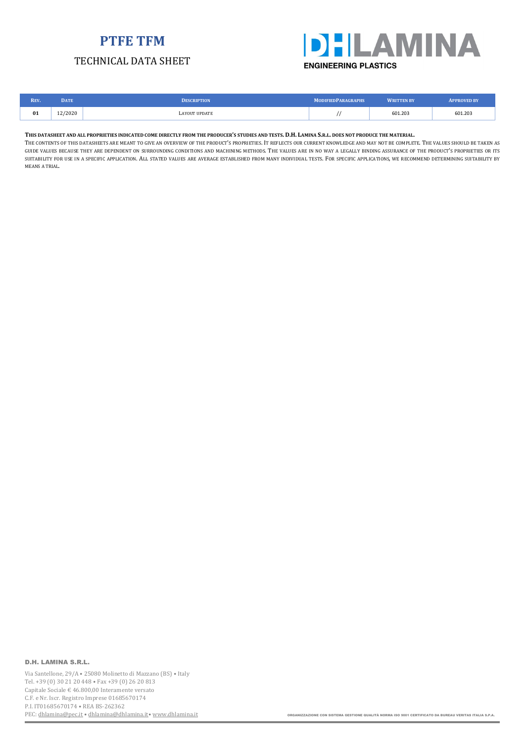# PTFE TFM

TECHNICAL DATA SHEET

| REV. | DATE | DESCRIPTION | MODIFIED PARAGRAPHS | WRITTEN BY | APPROVED BY |
|---|---|---|---|---|---|
| 01 | 12/2020 | LAYOUT UPDATE | // | 601.203 | 601.203 |

**THIS DATASHEET AND ALL PROPRIETIES INDICATED COME DIRECTLY FROM THE PRODUCER'S STUDIES AND TESTS. D.H. LAMINA S.R.L. DOES NOT PRODUCE THE MATERIAL.**

THE CONTENTS OF THIS DATASHEETS ARE MEANT TO GIVE AN OVERVIEW OF THE PRODUCT'S PROPRIETIES. IT REFLECTS OUR CURRENT KNOWLEDGE AND MAY NOT BE COMPLETE. THE VALUES SHOULD BE TAKEN AS GUIDE VALUES BECAUSE THEY ARE DEPENDENT ON SURROUNDING CONDITIONS AND MACHINING METHODS. THE VALUES ARE IN NO WAY A LEGALLY BINDING ASSURANCE OF THE PRODUCT'S PROPRIETIES OR ITS SUITABILITY FOR USE IN A SPECIFIC APPLICATION. ALL STATED VALUES ARE AVERAGE ESTABLISHED FROM MANY INDIVIDUAL TESTS. FOR SPECIFIC APPLICATIONS, WE RECOMMEND DETERMINING SUITABILITY BY MEANS A TRIAL.

**D.H. LAMINA S.R.L.**

Via Santellone, 29/A • 25080 Molinetto di Mazzano (BS) • Italy
Tel. +39 (0) 30 21 20 448 • Fax +39 (0) 26 20 813
Capitale Sociale € 46.800,00 Interamente versato
C.F. e Nr. Iscr. Registro Imprese 01685670174
P.I. IT01685670174 • REA BS-262362
PEC: dhlamina@pec.it • dhlamina@dhlamina.it • www.dhlamina.it

ORGANIZZAZIONE CON SISTEMA GESTIONE QUALITÀ NORMA ISO 9001 CERTIFICATO DA BUREAU VERITAS ITALIA S.P.A.